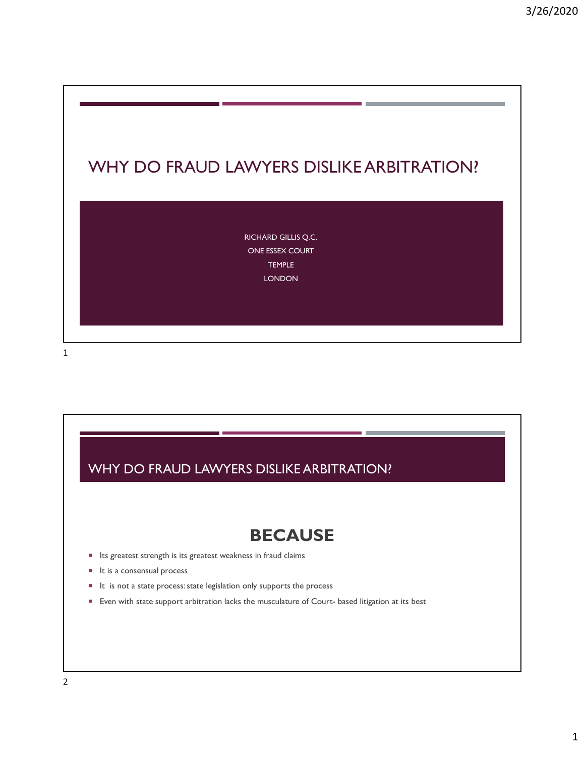# WHY DO FRAUD LAWYERS DISLIKE ARBITRATION?

RICHARD GILLIS Q.C.
ONE ESSEX COURT
TEMPLE
LONDON

## WHY DO FRAUD LAWYERS DISLIKE ARBITRATION?

**BECAUSE**

- Its greatest strength is its greatest weakness in fraud claims
- It is a consensual process
- It is not a state process: state legislation only supports the process
- Even with state support arbitration lacks the musculature of Court- based litigation at its best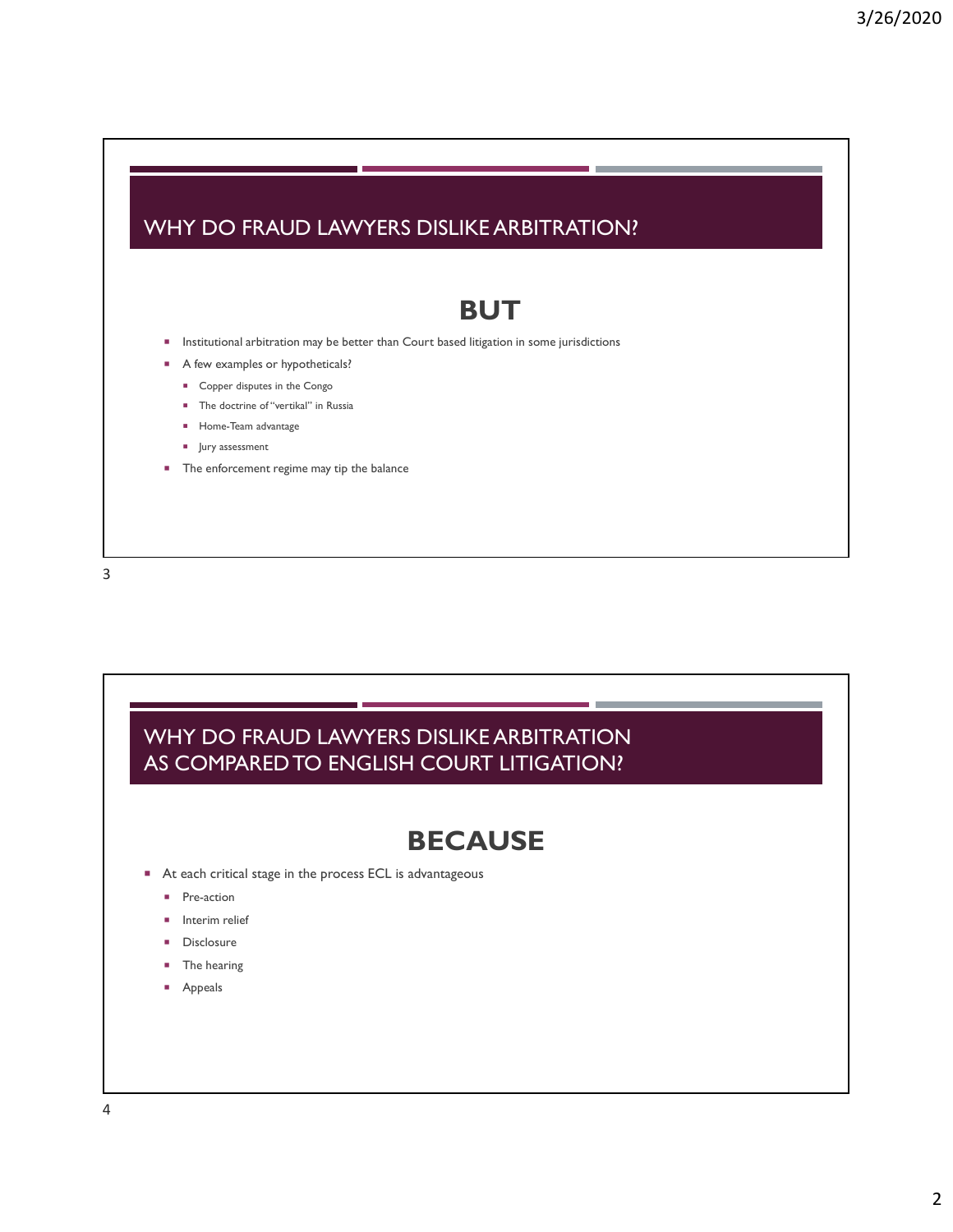## WHY DO FRAUD LAWYERS DISLIKE ARBITRATION?

### BUT

- Institutional arbitration may be better than Court based litigation in some jurisdictions
- A few examples or hypotheticals?
  - Copper disputes in the Congo
  - The doctrine of "vertikal" in Russia
  - Home-Team advantage
  - Jury assessment
- The enforcement regime may tip the balance

## WHY DO FRAUD LAWYERS DISLIKE ARBITRATION AS COMPARED TO ENGLISH COURT LITIGATION?

### BECAUSE

- At each critical stage in the process ECL is advantageous
  - Pre-action
  - Interim relief
  - Disclosure
  - The hearing
  - Appeals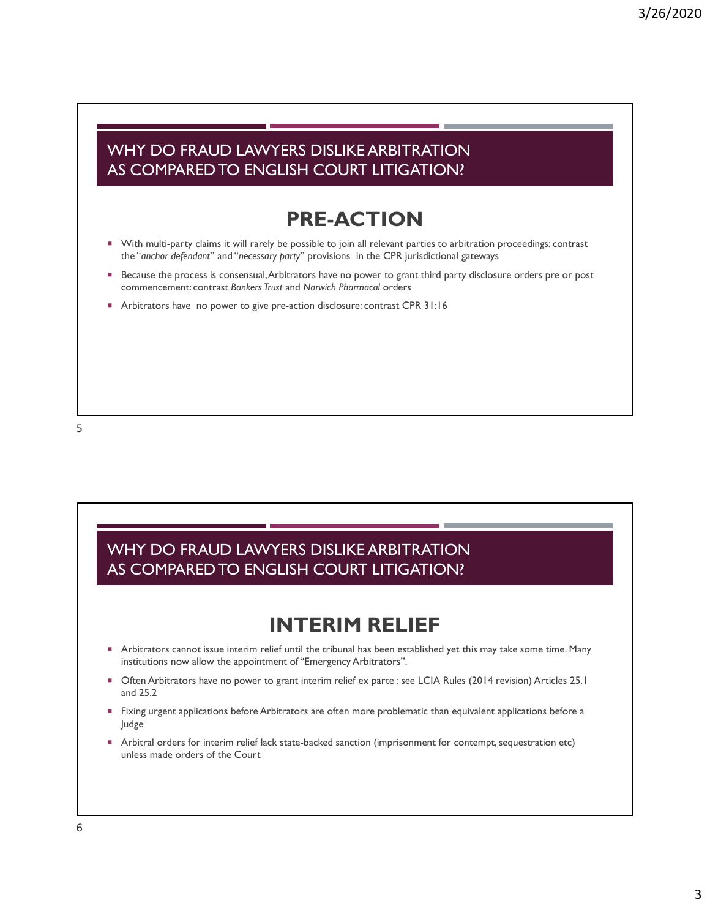## WHY DO FRAUD LAWYERS DISLIKE ARBITRATION AS COMPARED TO ENGLISH COURT LITIGATION?

### PRE-ACTION

- With multi-party claims it will rarely be possible to join all relevant parties to arbitration proceedings: contrast the "*anchor defendant*" and "*necessary party*" provisions in the CPR jurisdictional gateways
- Because the process is consensual, Arbitrators have no power to grant third party disclosure orders pre or post commencement: contrast *Bankers Trust* and *Norwich Pharmacal* orders
- Arbitrators have no power to give pre-action disclosure: contrast CPR 31:16

## WHY DO FRAUD LAWYERS DISLIKE ARBITRATION AS COMPARED TO ENGLISH COURT LITIGATION?

### INTERIM RELIEF

- Arbitrators cannot issue interim relief until the tribunal has been established yet this may take some time. Many institutions now allow the appointment of "Emergency Arbitrators".
- Often Arbitrators have no power to grant interim relief ex parte : see LCIA Rules (2014 revision) Articles 25.1 and 25.2
- Fixing urgent applications before Arbitrators are often more problematic than equivalent applications before a Judge
- Arbitral orders for interim relief lack state-backed sanction (imprisonment for contempt, sequestration etc) unless made orders of the Court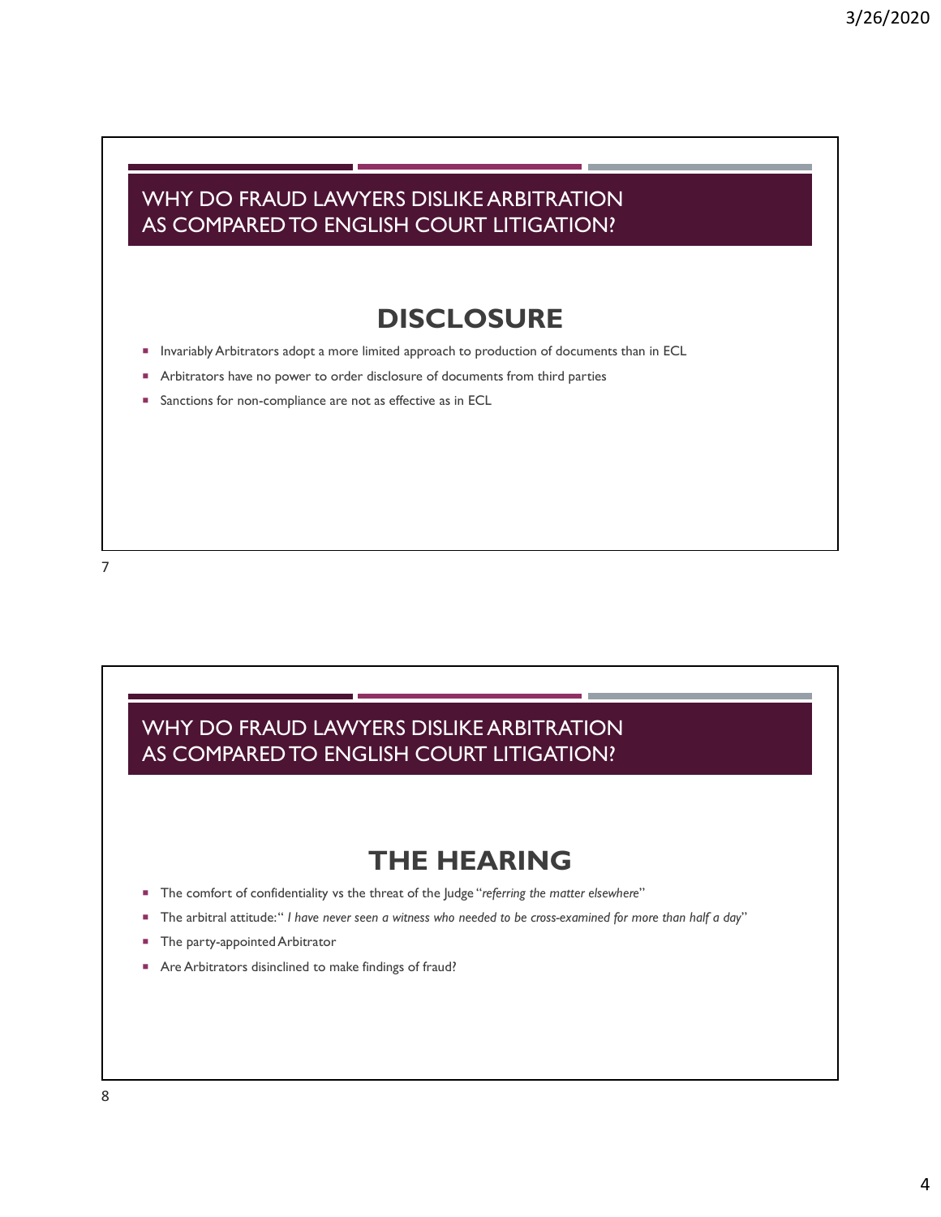## WHY DO FRAUD LAWYERS DISLIKE ARBITRATION AS COMPARED TO ENGLISH COURT LITIGATION?

### DISCLOSURE

- Invariably Arbitrators adopt a more limited approach to production of documents than in ECL
- Arbitrators have no power to order disclosure of documents from third parties
- Sanctions for non-compliance are not as effective as in ECL

## WHY DO FRAUD LAWYERS DISLIKE ARBITRATION AS COMPARED TO ENGLISH COURT LITIGATION?

### THE HEARING

- The comfort of confidentiality vs the threat of the Judge "*referring the matter elsewhere*"
- The arbitral attitude: "*I have never seen a witness who needed to be cross-examined for more than half a day*"
- The party-appointed Arbitrator
- Are Arbitrators disinclined to make findings of fraud?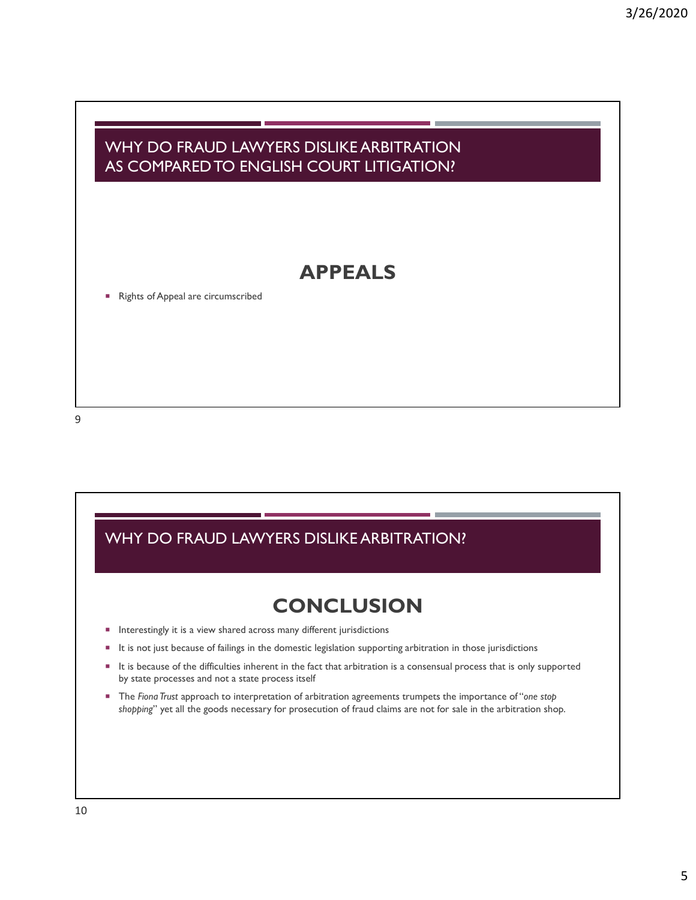## WHY DO FRAUD LAWYERS DISLIKE ARBITRATION AS COMPARED TO ENGLISH COURT LITIGATION?

### APPEALS

- Rights of Appeal are circumscribed

## WHY DO FRAUD LAWYERS DISLIKE ARBITRATION?

### CONCLUSION

- Interestingly it is a view shared across many different jurisdictions
- It is not just because of failings in the domestic legislation supporting arbitration in those jurisdictions
- It is because of the difficulties inherent in the fact that arbitration is a consensual process that is only supported by state processes and not a state process itself
- The *Fiona Trust* approach to interpretation of arbitration agreements trumpets the importance of "*one stop shopping*" yet all the goods necessary for prosecution of fraud claims are not for sale in the arbitration shop.